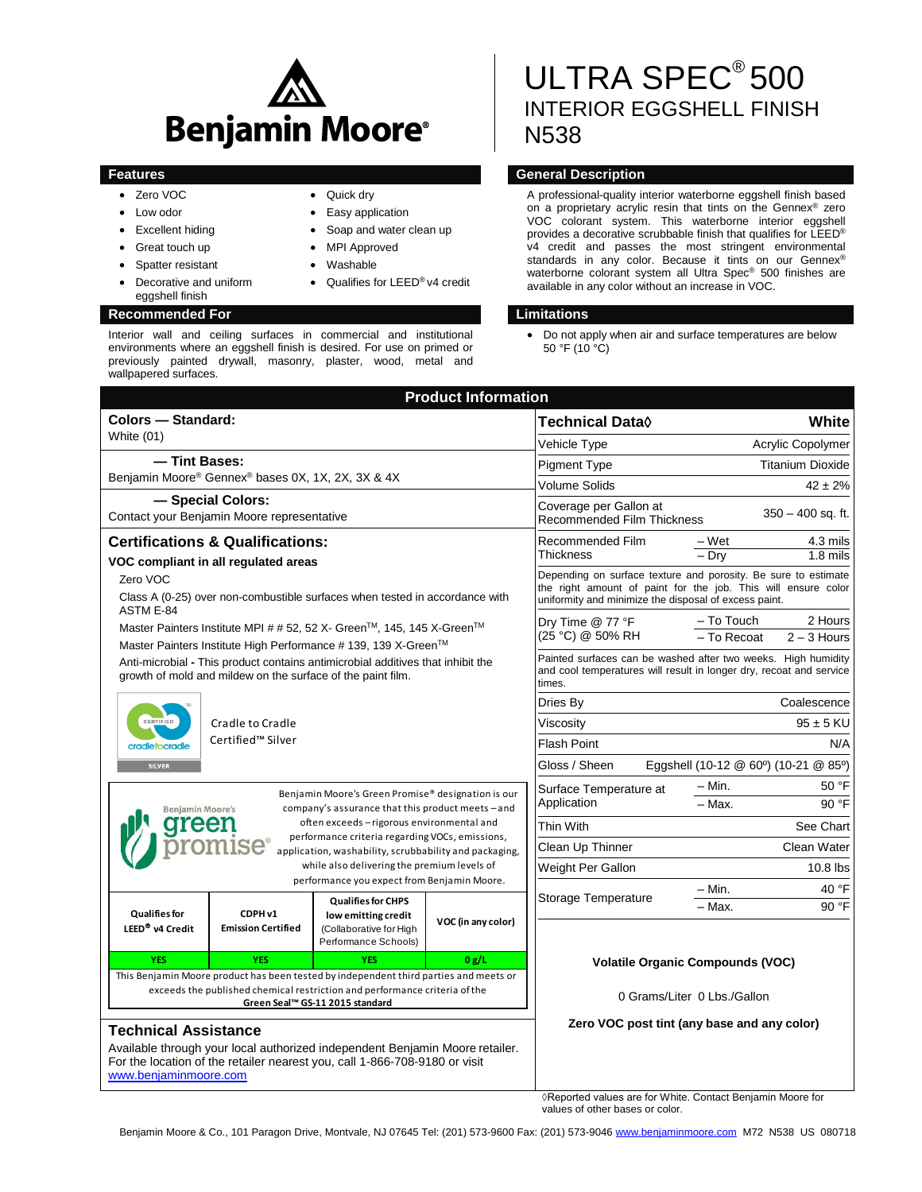Benjamin Moore

# ULTRA SPEC® 500
## INTERIOR EGGSHELL FINISH
## N538

## Features

- Zero VOC
- Low odor
- Excellent hiding
- Great touch up
- Spatter resistant
- Decorative and uniform eggshell finish
- Quick dry
- Easy application
- Soap and water clean up
- MPI Approved
- Washable
- Qualifies for LEED® v4 credit

## Recommended For

Interior wall and ceiling surfaces in commercial and institutional environments where an eggshell finish is desired. For use on primed or previously painted drywall, masonry, plaster, wood, metal and wallpapered surfaces.

## General Description

A professional-quality interior waterborne eggshell finish based on a proprietary acrylic resin that tints on the Gennex® zero VOC colorant system. This waterborne interior eggshell provides a decorative scrubbable finish that qualifies for LEED® v4 credit and passes the most stringent environmental standards in any color. Because it tints on our Gennex® waterborne colorant system all Ultra Spec® 500 finishes are available in any color without an increase in VOC.

## Limitations

- Do not apply when air and surface temperatures are below 50 °F (10 °C)

## Product Information

### Colors — Standard:
White (01)

### — Tint Bases:
Benjamin Moore® Gennex® bases 0X, 1X, 2X, 3X & 4X

### — Special Colors:
Contact your Benjamin Moore representative

### Certifications & Qualifications:

**VOC compliant in all regulated areas**

Zero VOC

Class A (0-25) over non-combustible surfaces when tested in accordance with ASTM E-84

Master Painters Institute MPI # # 52, 52 X- Green™, 145, 145 X-Green™

Master Painters Institute High Performance # 139, 139 X-Green™

Anti-microbial - This product contains antimicrobial additives that inhibit the growth of mold and mildew on the surface of the paint film.

Cradle to Cradle Certified™ Silver

Benjamin Moore's Green Promise® designation is our company's assurance that this product meets – and often exceeds – rigorous environmental and performance criteria regarding VOCs, emissions, application, washability, scrubbability and packaging, while also delivering the premium levels of performance you expect from Benjamin Moore.

| Qualifies for LEED® v4 Credit | CDPH v1 Emission Certified | Qualifies for CHPS low emitting credit (Collaborative for High Performance Schools) | VOC (in any color) |
|---|---|---|---|
| YES | YES | YES | 0 g/L |

This Benjamin Moore product has been tested by independent third parties and meets or exceeds the published chemical restriction and performance criteria of the **Green Seal™ GS-11 2015 standard**

### Technical Assistance

Available through your local authorized independent Benjamin Moore retailer. For the location of the retailer nearest you, call 1-866-708-9180 or visit www.benjaminmoore.com

| Technical Data◊ | | White |
|---|---|---|
| Vehicle Type | | Acrylic Copolymer |
| Pigment Type | | Titanium Dioxide |
| Volume Solids | | 42 ± 2% |
| Coverage per Gallon at Recommended Film Thickness | | 350 – 400 sq. ft. |
| Recommended Film Thickness | – Wet | 4.3 mils |
| | – Dry | 1.8 mils |
| Depending on surface texture and porosity. Be sure to estimate the right amount of paint for the job. This will ensure color uniformity and minimize the disposal of excess paint. | | |
| Dry Time @ 77 °F (25 °C) @ 50% RH | – To Touch | 2 Hours |
| | – To Recoat | 2 – 3 Hours |
| Painted surfaces can be washed after two weeks. High humidity and cool temperatures will result in longer dry, recoat and service times. | | |
| Dries By | | Coalescence |
| Viscosity | | 95 ± 5 KU |
| Flash Point | | N/A |
| Gloss / Sheen | | Eggshell (10-12 @ 60º) (10-21 @ 85º) |
| Surface Temperature at Application | – Min. | 50 °F |
| | – Max. | 90 °F |
| Thin With | | See Chart |
| Clean Up Thinner | | Clean Water |
| Weight Per Gallon | | 10.8 lbs |
| Storage Temperature | – Min. | 40 °F |
| | – Max. | 90 °F |

**Volatile Organic Compounds (VOC)**

0 Grams/Liter 0 Lbs./Gallon

**Zero VOC post tint (any base and any color)**

◊Reported values are for White. Contact Benjamin Moore for values of other bases or color.

Benjamin Moore & Co., 101 Paragon Drive, Montvale, NJ 07645 Tel: (201) 573-9600 Fax: (201) 573-9046 www.benjaminmoore.com M72 N538 US 080718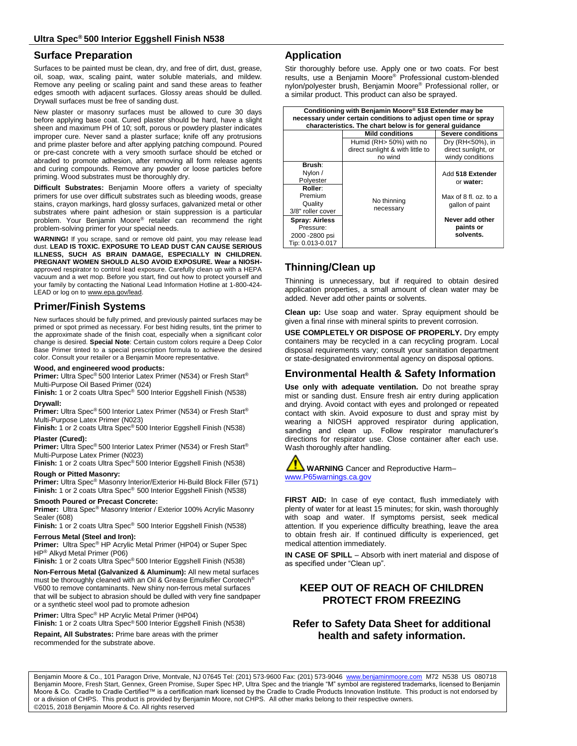## Surface Preparation

Surfaces to be painted must be clean, dry, and free of dirt, dust, grease, oil, soap, wax, scaling paint, water soluble materials, and mildew. Remove any peeling or scaling paint and sand these areas to feather edges smooth with adjacent surfaces. Glossy areas should be dulled. Drywall surfaces must be free of sanding dust.

New plaster or masonry surfaces must be allowed to cure 30 days before applying base coat. Cured plaster should be hard, have a slight sheen and maximum PH of 10; soft, porous or powdery plaster indicates improper cure. Never sand a plaster surface; knife off any protrusions and prime plaster before and after applying patching compound. Poured or pre-cast concrete with a very smooth surface should be etched or abraded to promote adhesion, after removing all form release agents and curing compounds. Remove any powder or loose particles before priming. Wood substrates must be thoroughly dry.

**Difficult Substrates:** Benjamin Moore offers a variety of specialty primers for use over difficult substrates such as bleeding woods, grease stains, crayon markings, hard glossy surfaces, galvanized metal or other substrates where paint adhesion or stain suppression is a particular problem. Your Benjamin Moore® retailer can recommend the right problem-solving primer for your special needs.

**WARNING!** If you scrape, sand or remove old paint, you may release lead dust. **LEAD IS TOXIC. EXPOSURE TO LEAD DUST CAN CAUSE SERIOUS ILLNESS, SUCH AS BRAIN DAMAGE, ESPECIALLY IN CHILDREN. PREGNANT WOMEN SHOULD ALSO AVOID EXPOSURE. Wear a NIOSH-**approved respirator to control lead exposure. Carefully clean up with a HEPA vacuum and a wet mop. Before you start, find out how to protect yourself and your family by contacting the National Lead Information Hotline at 1-800-424-LEAD or log on to www.epa.gov/lead.

## Primer/Finish Systems

New surfaces should be fully primed, and previously painted surfaces may be primed or spot primed as necessary. For best hiding results, tint the primer to the approximate shade of the finish coat, especially when a significant color change is desired. **Special Note**: Certain custom colors require a Deep Color Base Primer tinted to a special prescription formula to achieve the desired color. Consult your retailer or a Benjamin Moore representative.

**Wood, and engineered wood products:**
**Primer:** Ultra Spec® 500 Interior Latex Primer (N534) or Fresh Start® Multi-Purpose Oil Based Primer (024)
**Finish:** 1 or 2 coats Ultra Spec® 500 Interior Eggshell Finish (N538)

**Drywall:**
**Primer:** Ultra Spec® 500 Interior Latex Primer (N534) or Fresh Start® Multi-Purpose Latex Primer (N023)
**Finish:** 1 or 2 coats Ultra Spec® 500 Interior Eggshell Finish (N538)

**Plaster (Cured):**
**Primer:** Ultra Spec® 500 Interior Latex Primer (N534) or Fresh Start® Multi-Purpose Latex Primer (N023)
**Finish:** 1 or 2 coats Ultra Spec® 500 Interior Eggshell Finish (N538)

**Rough or Pitted Masonry:**
**Primer:** Ultra Spec® Masonry Interior/Exterior Hi-Build Block Filler (571)
**Finish:** 1 or 2 coats Ultra Spec® 500 Interior Eggshell Finish (N538)

**Smooth Poured or Precast Concrete:**
**Primer:** Ultra Spec® Masonry Interior / Exterior 100% Acrylic Masonry Sealer (608)
**Finish:** 1 or 2 coats Ultra Spec® 500 Interior Eggshell Finish (N538)

**Ferrous Metal (Steel and Iron):**
**Primer:** Ultra Spec® HP Acrylic Metal Primer (HP04) or Super Spec HP® Alkyd Metal Primer (P06)
**Finish:** 1 or 2 coats Ultra Spec® 500 Interior Eggshell Finish (N538)

**Non-Ferrous Metal (Galvanized & Aluminum):** All new metal surfaces must be thoroughly cleaned with an Oil & Grease Emulsifier Corotech® V600 to remove contaminants. New shiny non-ferrous metal surfaces that will be subject to abrasion should be dulled with very fine sandpaper or a synthetic steel wool pad to promote adhesion

**Primer:** Ultra Spec® HP Acrylic Metal Primer (HP04)
**Finish:** 1 or 2 coats Ultra Spec® 500 Interior Eggshell Finish (N538)

**Repaint, All Substrates:** Prime bare areas with the primer recommended for the substrate above.

## Application

Stir thoroughly before use. Apply one or two coats. For best results, use a Benjamin Moore® Professional custom-blended nylon/polyester brush, Benjamin Moore® Professional roller, or a similar product. This product can also be sprayed.

**Conditioning with Benjamin Moore® 518 Extender may be necessary under certain conditions to adjust open time or spray characteristics. The chart below is for general guidance**

| | Mild conditions | Severe conditions |
|---|---|---|
| | Humid (RH> 50%) with no direct sunlight & with little to no wind | Dry (RH<50%), in direct sunlight, or windy conditions |
| **Brush**: Nylon / Polyester | No thinning necessary | Add **518 Extender** or **water:** |
| **Roller**: Premium Quality 3/8" roller cover | | Max of 8 fl. oz. to a gallon of paint |
| **Spray: Airless** Pressure: 2000 -2800 psi Tip: 0.013-0.017 | | **Never add other paints or solvents.** |

## Thinning/Clean up

Thinning is unnecessary, but if required to obtain desired application properties, a small amount of clean water may be added. Never add other paints or solvents.

**Clean up:** Use soap and water. Spray equipment should be given a final rinse with mineral spirits to prevent corrosion.

**USE COMPLETELY OR DISPOSE OF PROPERLY.** Dry empty containers may be recycled in a can recycling program. Local disposal requirements vary; consult your sanitation department or state-designated environmental agency on disposal options.

## Environmental Health & Safety Information

**Use only with adequate ventilation.** Do not breathe spray mist or sanding dust. Ensure fresh air entry during application and drying. Avoid contact with eyes and prolonged or repeated contact with skin. Avoid exposure to dust and spray mist by wearing a NIOSH approved respirator during application, sanding and clean up. Follow respirator manufacturer's directions for respirator use. Close container after each use. Wash thoroughly after handling.

**WARNING** Cancer and Reproductive Harm– www.P65warnings.ca.gov

**FIRST AID:** In case of eye contact, flush immediately with plenty of water for at least 15 minutes; for skin, wash thoroughly with soap and water. If symptoms persist, seek medical attention. If you experience difficulty breathing, leave the area to obtain fresh air. If continued difficulty is experienced, get medical attention immediately.

**IN CASE OF SPILL** – Absorb with inert material and dispose of as specified under "Clean up".

### KEEP OUT OF REACH OF CHILDREN
### PROTECT FROM FREEZING

### Refer to Safety Data Sheet for additional health and safety information.

Benjamin Moore & Co., 101 Paragon Drive, Montvale, NJ 07645 Tel: (201) 573-9600 Fax: (201) 573-9046 www.benjaminmoore.com M72 N538 US 080718
Benjamin Moore, Fresh Start, Gennex, Green Promise, Super Spec HP, Ultra Spec and the triangle "M" symbol are registered trademarks, licensed to Benjamin Moore & Co. Cradle to Cradle Certified™ is a certification mark licensed by the Cradle to Cradle Products Innovation Institute. This product is not endorsed by or a division of CHPS. This product is provided by Benjamin Moore, not CHPS. All other marks belong to their respective owners.
©2015, 2018 Benjamin Moore & Co. All rights reserved